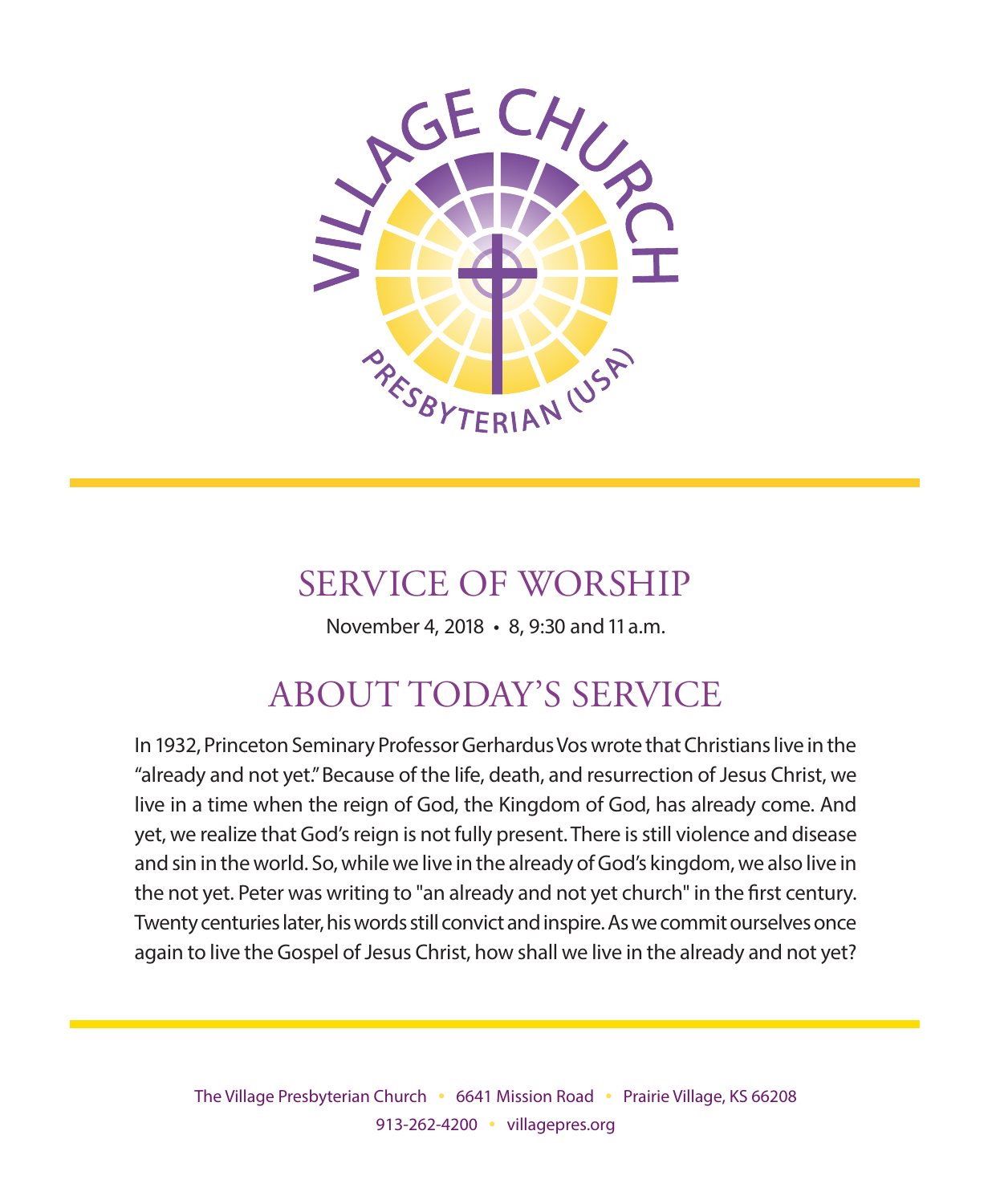VILLAGE CHURCH

PRESBYTERIAN (USA)

# SERVICE OF WORSHIP

November 4, 2018 • 8, 9:30 and 11 a.m.

# ABOUT TODAY'S SERVICE

In 1932, Princeton Seminary Professor Gerhardus Vos wrote that Christians live in the "already and not yet." Because of the life, death, and resurrection of Jesus Christ, we live in a time when the reign of God, the Kingdom of God, has already come. And yet, we realize that God's reign is not fully present. There is still violence and disease and sin in the world. So, while we live in the already of God's kingdom, we also live in the not yet. Peter was writing to "an already and not yet church" in the first century. Twenty centuries later, his words still convict and inspire. As we commit ourselves once again to live the Gospel of Jesus Christ, how shall we live in the already and not yet?

The Village Presbyterian Church • 6641 Mission Road • Prairie Village, KS 66208
913-262-4200 • villagepres.org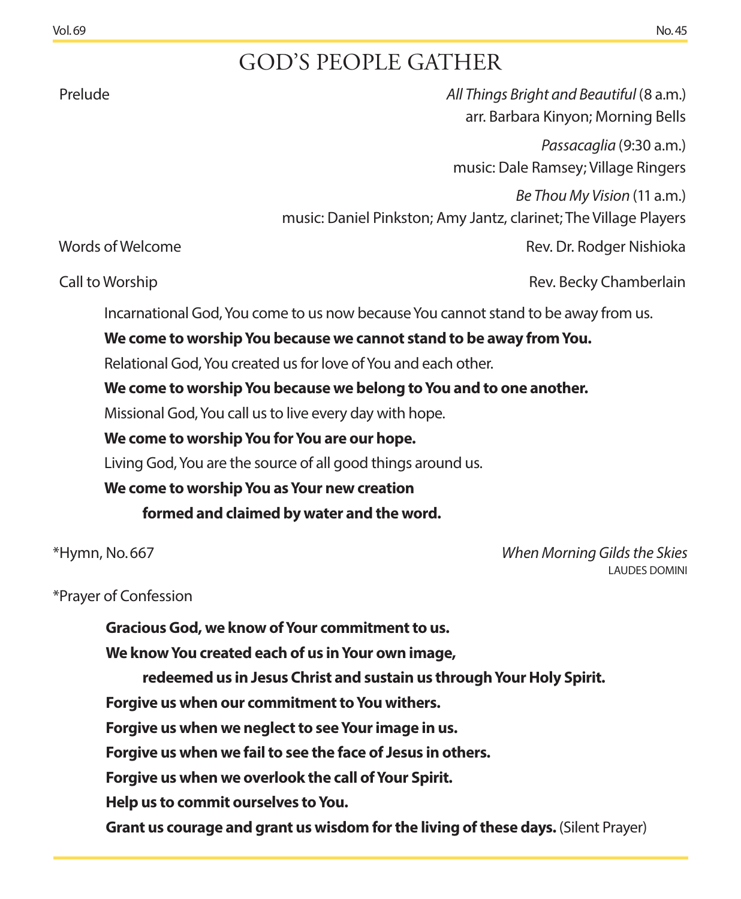# GOD'S PEOPLE GATHER

Prelude — *All Things Bright and Beautiful* (8 a.m.)
arr. Barbara Kinyon; Morning Bells

*Passacaglia* (9:30 a.m.)
music: Dale Ramsey; Village Ringers

*Be Thou My Vision* (11 a.m.)
music: Daniel Pinkston; Amy Jantz, clarinet; The Village Players

Words of Welcome — Rev. Dr. Rodger Nishioka

Call to Worship — Rev. Becky Chamberlain

Incarnational God, You come to us now because You cannot stand to be away from us.

**We come to worship You because we cannot stand to be away from You.**

Relational God, You created us for love of You and each other.

**We come to worship You because we belong to You and to one another.**

Missional God, You call us to live every day with hope.

**We come to worship You for You are our hope.**

Living God, You are the source of all good things around us.

**We come to worship You as Your new creation**
**formed and claimed by water and the word.**

*Hymn, No. 667 — *When Morning Gilds the Skies*
LAUDES DOMINI

*Prayer of Confession

**Gracious God, we know of Your commitment to us.**

**We know You created each of us in Your own image,**
**redeemed us in Jesus Christ and sustain us through Your Holy Spirit.**

**Forgive us when our commitment to You withers.**

**Forgive us when we neglect to see Your image in us.**

**Forgive us when we fail to see the face of Jesus in others.**

**Forgive us when we overlook the call of Your Spirit.**

**Help us to commit ourselves to You.**

**Grant us courage and grant us wisdom for the living of these days.** (Silent Prayer)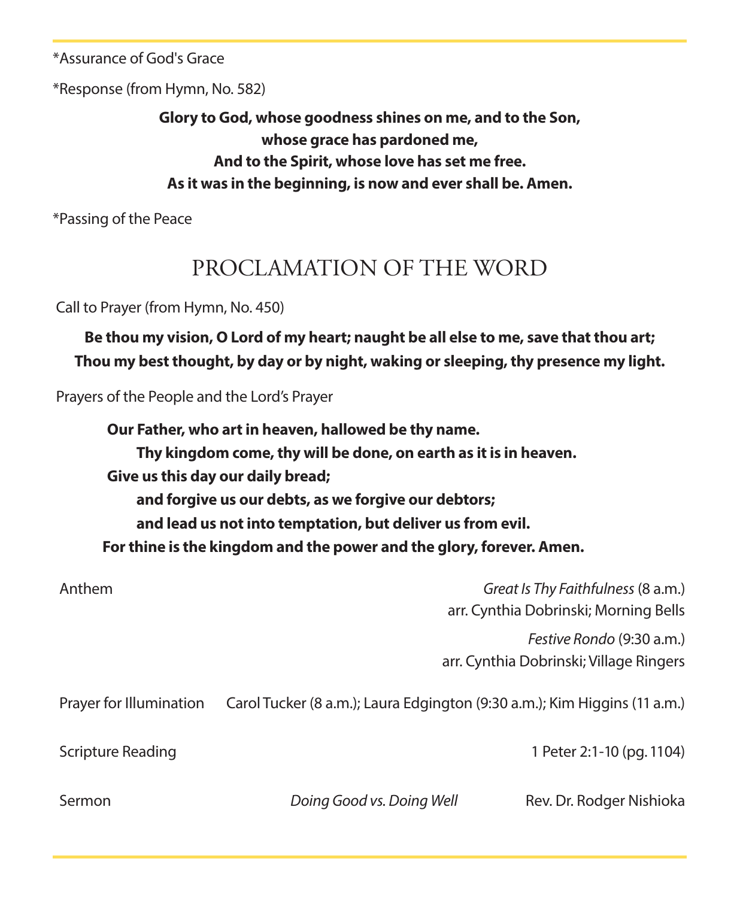*Assurance of God's Grace

*Response (from Hymn, No. 582)

**Glory to God, whose goodness shines on me, and to the Son,**
**whose grace has pardoned me,**
**And to the Spirit, whose love has set me free.**
**As it was in the beginning, is now and ever shall be. Amen.**

*Passing of the Peace

## PROCLAMATION OF THE WORD

Call to Prayer (from Hymn, No. 450)

**Be thou my vision, O Lord of my heart; naught be all else to me, save that thou art;**
**Thou my best thought, by day or by night, waking or sleeping, thy presence my light.**

Prayers of the People and the Lord's Prayer

**Our Father, who art in heaven, hallowed be thy name.**
**Thy kingdom come, thy will be done, on earth as it is in heaven.**
**Give us this day our daily bread;**
**and forgive us our debts, as we forgive our debtors;**
**and lead us not into temptation, but deliver us from evil.**
**For thine is the kingdom and the power and the glory, forever. Amen.**

Anthem — *Great Is Thy Faithfulness* (8 a.m.)
arr. Cynthia Dobrinski; Morning Bells

*Festive Rondo* (9:30 a.m.)
arr. Cynthia Dobrinski; Village Ringers

Prayer for Illumination — Carol Tucker (8 a.m.); Laura Edgington (9:30 a.m.); Kim Higgins (11 a.m.)

Scripture Reading — 1 Peter 2:1-10 (pg. 1104)

Sermon — *Doing Good vs. Doing Well* — Rev. Dr. Rodger Nishioka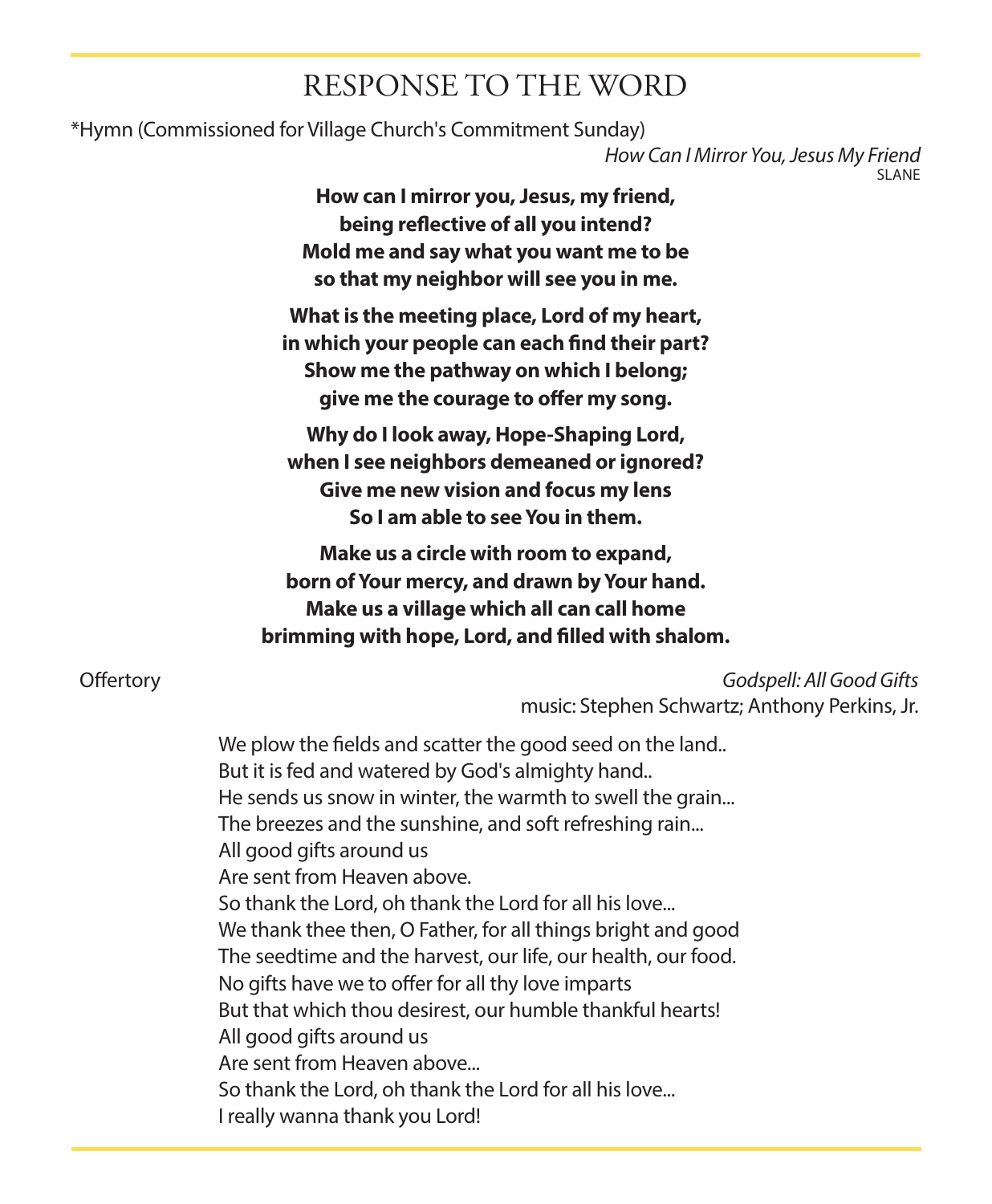# RESPONSE TO THE WORD

*Hymn (Commissioned for Village Church's Commitment Sunday)

*How Can I Mirror You, Jesus My Friend*
SLANE

**How can I mirror you, Jesus, my friend,**
**being reflective of all you intend?**
**Mold me and say what you want me to be**
**so that my neighbor will see you in me.**

**What is the meeting place, Lord of my heart,**
**in which your people can each find their part?**
**Show me the pathway on which I belong;**
**give me the courage to offer my song.**

**Why do I look away, Hope-Shaping Lord,**
**when I see neighbors demeaned or ignored?**
**Give me new vision and focus my lens**
**So I am able to see You in them.**

**Make us a circle with room to expand,**
**born of Your mercy, and drawn by Your hand.**
**Make us a village which all can call home**
**brimming with hope, Lord, and filled with shalom.**

Offertory

*Godspell: All Good Gifts*
music: Stephen Schwartz; Anthony Perkins, Jr.

We plow the fields and scatter the good seed on the land..
But it is fed and watered by God's almighty hand..
He sends us snow in winter, the warmth to swell the grain...
The breezes and the sunshine, and soft refreshing rain...
All good gifts around us
Are sent from Heaven above.
So thank the Lord, oh thank the Lord for all his love...
We thank thee then, O Father, for all things bright and good
The seedtime and the harvest, our life, our health, our food.
No gifts have we to offer for all thy love imparts
But that which thou desirest, our humble thankful hearts!
All good gifts around us
Are sent from Heaven above...
So thank the Lord, oh thank the Lord for all his love...
I really wanna thank you Lord!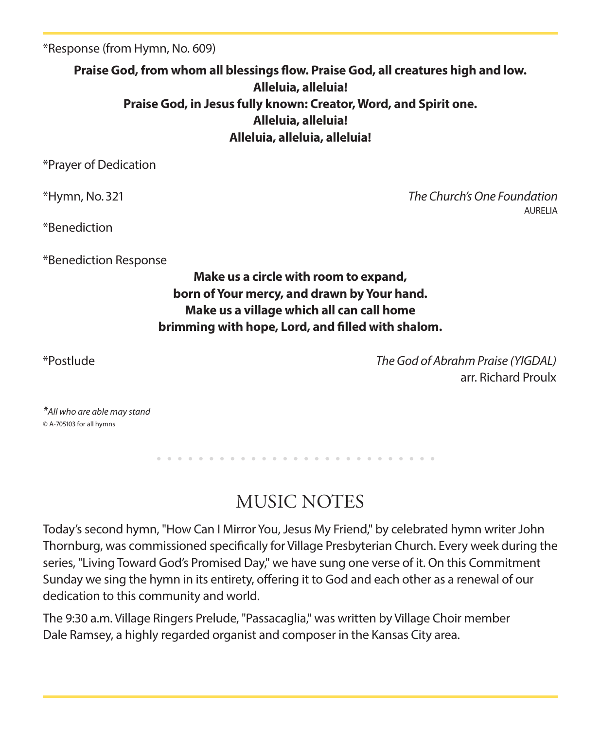*Response (from Hymn, No. 609)

**Praise God, from whom all blessings flow. Praise God, all creatures high and low.**
**Alleluia, alleluia!**
**Praise God, in Jesus fully known: Creator, Word, and Spirit one.**
**Alleluia, alleluia!**
**Alleluia, alleluia, alleluia!**

*Prayer of Dedication

*Hymn, No. 321 — *The Church's One Foundation*
AURELIA

*Benediction

*Benediction Response

**Make us a circle with room to expand,**
**born of Your mercy, and drawn by Your hand.**
**Make us a village which all can call home**
**brimming with hope, Lord, and filled with shalom.**

*Postlude — *The God of Abrahm Praise (YIGDAL)*
arr. Richard Proulx

**All who are able may stand*

© A-705103 for all hymns

## MUSIC NOTES

Today's second hymn, "How Can I Mirror You, Jesus My Friend," by celebrated hymn writer John Thornburg, was commissioned specifically for Village Presbyterian Church. Every week during the series, "Living Toward God's Promised Day," we have sung one verse of it. On this Commitment Sunday we sing the hymn in its entirety, offering it to God and each other as a renewal of our dedication to this community and world.

The 9:30 a.m. Village Ringers Prelude, "Passacaglia," was written by Village Choir member Dale Ramsey, a highly regarded organist and composer in the Kansas City area.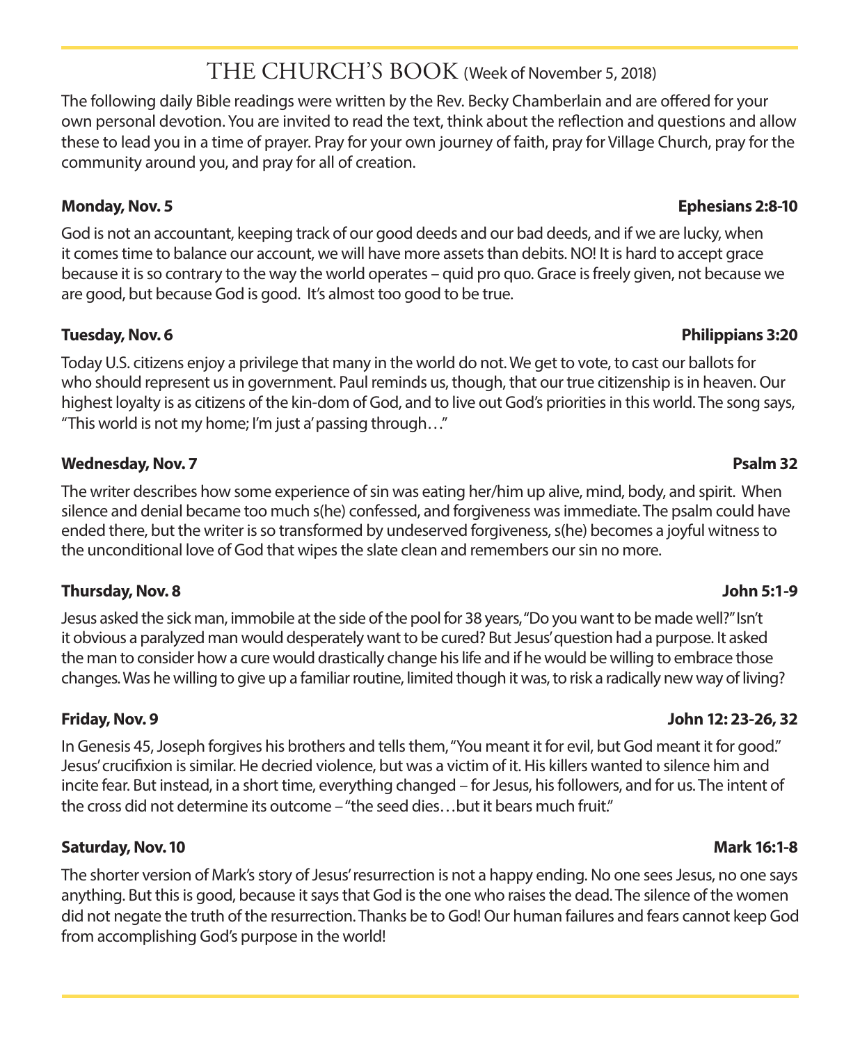# THE CHURCH'S BOOK (Week of November 5, 2018)

The following daily Bible readings were written by the Rev. Becky Chamberlain and are offered for your own personal devotion. You are invited to read the text, think about the reflection and questions and allow these to lead you in a time of prayer. Pray for your own journey of faith, pray for Village Church, pray for the community around you, and pray for all of creation.

**Monday, Nov. 5** **Ephesians 2:8-10**

God is not an accountant, keeping track of our good deeds and our bad deeds, and if we are lucky, when it comes time to balance our account, we will have more assets than debits. NO! It is hard to accept grace because it is so contrary to the way the world operates – quid pro quo. Grace is freely given, not because we are good, but because God is good. It's almost too good to be true.

**Tuesday, Nov. 6** **Philippians 3:20**

Today U.S. citizens enjoy a privilege that many in the world do not. We get to vote, to cast our ballots for who should represent us in government. Paul reminds us, though, that our true citizenship is in heaven. Our highest loyalty is as citizens of the kin-dom of God, and to live out God's priorities in this world. The song says, "This world is not my home; I'm just a' passing through…"

**Wednesday, Nov. 7** **Psalm 32**

The writer describes how some experience of sin was eating her/him up alive, mind, body, and spirit. When silence and denial became too much s(he) confessed, and forgiveness was immediate. The psalm could have ended there, but the writer is so transformed by undeserved forgiveness, s(he) becomes a joyful witness to the unconditional love of God that wipes the slate clean and remembers our sin no more.

**Thursday, Nov. 8** **John 5:1-9**

Jesus asked the sick man, immobile at the side of the pool for 38 years, "Do you want to be made well?" Isn't it obvious a paralyzed man would desperately want to be cured? But Jesus' question had a purpose. It asked the man to consider how a cure would drastically change his life and if he would be willing to embrace those changes. Was he willing to give up a familiar routine, limited though it was, to risk a radically new way of living?

**Friday, Nov. 9** **John 12: 23-26, 32**

In Genesis 45, Joseph forgives his brothers and tells them, "You meant it for evil, but God meant it for good." Jesus' crucifixion is similar. He decried violence, but was a victim of it. His killers wanted to silence him and incite fear. But instead, in a short time, everything changed – for Jesus, his followers, and for us. The intent of the cross did not determine its outcome – "the seed dies…but it bears much fruit."

**Saturday, Nov. 10** **Mark 16:1-8**

The shorter version of Mark's story of Jesus' resurrection is not a happy ending. No one sees Jesus, no one says anything. But this is good, because it says that God is the one who raises the dead. The silence of the women did not negate the truth of the resurrection. Thanks be to God! Our human failures and fears cannot keep God from accomplishing God's purpose in the world!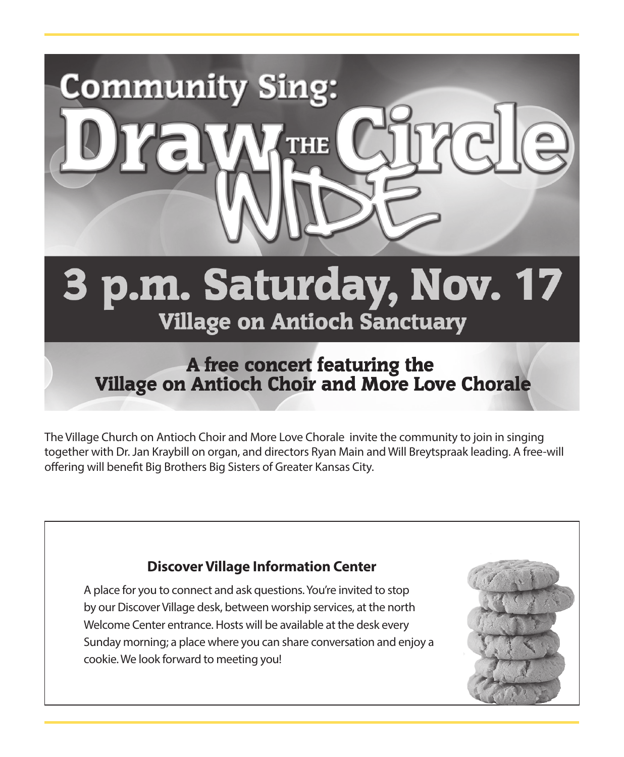# Community Sing: Draw THE Circle WIDE

## 3 p.m. Saturday, Nov. 17

### Village on Antioch Sanctuary

**A free concert featuring the Village on Antioch Choir and More Love Chorale**

The Village Church on Antioch Choir and More Love Chorale invite the community to join in singing together with Dr. Jan Kraybill on organ, and directors Ryan Main and Will Breytspraak leading. A free-will offering will benefit Big Brothers Big Sisters of Greater Kansas City.

### Discover Village Information Center

A place for you to connect and ask questions. You're invited to stop by our Discover Village desk, between worship services, at the north Welcome Center entrance. Hosts will be available at the desk every Sunday morning; a place where you can share conversation and enjoy a cookie. We look forward to meeting you!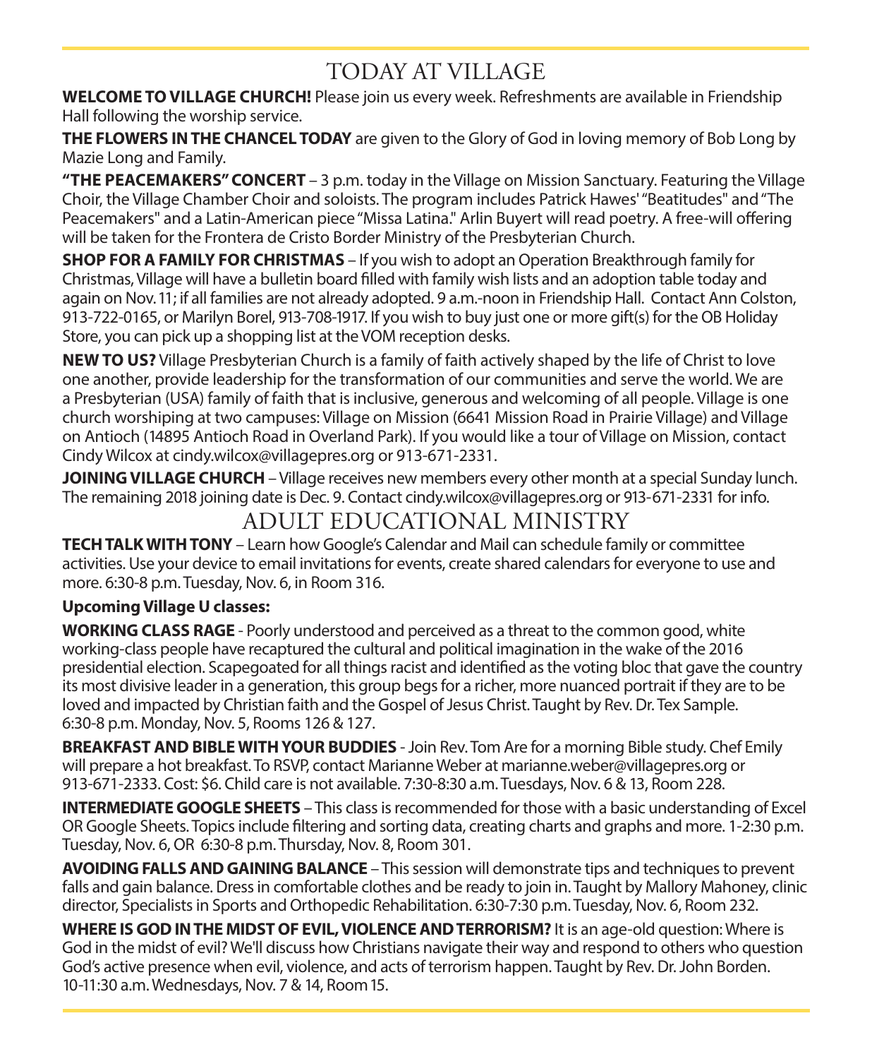# TODAY AT VILLAGE

**WELCOME TO VILLAGE CHURCH!** Please join us every week. Refreshments are available in Friendship Hall following the worship service.

**THE FLOWERS IN THE CHANCEL TODAY** are given to the Glory of God in loving memory of Bob Long by Mazie Long and Family.

**"THE PEACEMAKERS" CONCERT** – 3 p.m. today in the Village on Mission Sanctuary. Featuring the Village Choir, the Village Chamber Choir and soloists. The program includes Patrick Hawes' "Beatitudes" and "The Peacemakers" and a Latin-American piece "Missa Latina." Arlin Buyert will read poetry. A free-will offering will be taken for the Frontera de Cristo Border Ministry of the Presbyterian Church.

**SHOP FOR A FAMILY FOR CHRISTMAS** – If you wish to adopt an Operation Breakthrough family for Christmas, Village will have a bulletin board filled with family wish lists and an adoption table today and again on Nov. 11; if all families are not already adopted. 9 a.m.-noon in Friendship Hall. Contact Ann Colston, 913-722-0165, or Marilyn Borel, 913-708-1917. If you wish to buy just one or more gift(s) for the OB Holiday Store, you can pick up a shopping list at the VOM reception desks.

**NEW TO US?** Village Presbyterian Church is a family of faith actively shaped by the life of Christ to love one another, provide leadership for the transformation of our communities and serve the world. We are a Presbyterian (USA) family of faith that is inclusive, generous and welcoming of all people. Village is one church worshiping at two campuses: Village on Mission (6641 Mission Road in Prairie Village) and Village on Antioch (14895 Antioch Road in Overland Park). If you would like a tour of Village on Mission, contact Cindy Wilcox at cindy.wilcox@villagepres.org or 913-671-2331.

**JOINING VILLAGE CHURCH** – Village receives new members every other month at a special Sunday lunch. The remaining 2018 joining date is Dec. 9. Contact cindy.wilcox@villagepres.org or 913-671-2331 for info.

# ADULT EDUCATIONAL MINISTRY

**TECH TALK WITH TONY** – Learn how Google's Calendar and Mail can schedule family or committee activities. Use your device to email invitations for events, create shared calendars for everyone to use and more. 6:30-8 p.m. Tuesday, Nov. 6, in Room 316.

**Upcoming Village U classes:**

**WORKING CLASS RAGE** - Poorly understood and perceived as a threat to the common good, white working-class people have recaptured the cultural and political imagination in the wake of the 2016 presidential election. Scapegoated for all things racist and identified as the voting bloc that gave the country its most divisive leader in a generation, this group begs for a richer, more nuanced portrait if they are to be loved and impacted by Christian faith and the Gospel of Jesus Christ. Taught by Rev. Dr. Tex Sample. 6:30-8 p.m. Monday, Nov. 5, Rooms 126 & 127.

**BREAKFAST AND BIBLE WITH YOUR BUDDIES** - Join Rev. Tom Are for a morning Bible study. Chef Emily will prepare a hot breakfast. To RSVP, contact Marianne Weber at marianne.weber@villagepres.org or 913-671-2333. Cost: $6. Child care is not available. 7:30-8:30 a.m. Tuesdays, Nov. 6 & 13, Room 228.

**INTERMEDIATE GOOGLE SHEETS** – This class is recommended for those with a basic understanding of Excel OR Google Sheets. Topics include filtering and sorting data, creating charts and graphs and more. 1-2:30 p.m. Tuesday, Nov. 6, OR 6:30-8 p.m. Thursday, Nov. 8, Room 301.

**AVOIDING FALLS AND GAINING BALANCE** – This session will demonstrate tips and techniques to prevent falls and gain balance. Dress in comfortable clothes and be ready to join in. Taught by Mallory Mahoney, clinic director, Specialists in Sports and Orthopedic Rehabilitation. 6:30-7:30 p.m. Tuesday, Nov. 6, Room 232.

**WHERE IS GOD IN THE MIDST OF EVIL, VIOLENCE AND TERRORISM?** It is an age-old question: Where is God in the midst of evil? We'll discuss how Christians navigate their way and respond to others who question God's active presence when evil, violence, and acts of terrorism happen. Taught by Rev. Dr. John Borden. 10-11:30 a.m. Wednesdays, Nov. 7 & 14, Room 15.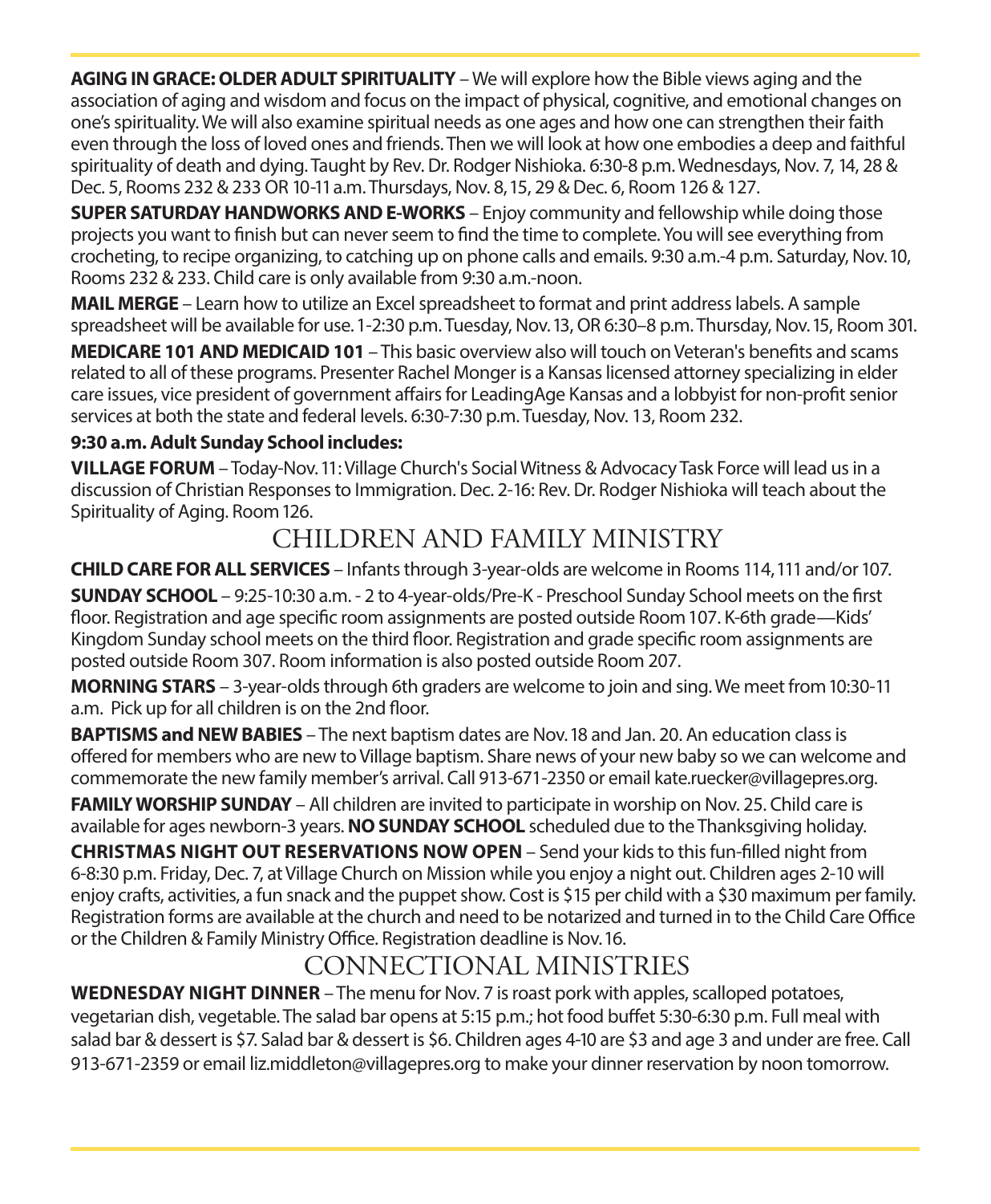**AGING IN GRACE: OLDER ADULT SPIRITUALITY** – We will explore how the Bible views aging and the association of aging and wisdom and focus on the impact of physical, cognitive, and emotional changes on one's spirituality. We will also examine spiritual needs as one ages and how one can strengthen their faith even through the loss of loved ones and friends. Then we will look at how one embodies a deep and faithful spirituality of death and dying. Taught by Rev. Dr. Rodger Nishioka. 6:30-8 p.m. Wednesdays, Nov. 7, 14, 28 & Dec. 5, Rooms 232 & 233 OR 10-11 a.m. Thursdays, Nov. 8, 15, 29 & Dec. 6, Room 126 & 127.

**SUPER SATURDAY HANDWORKS AND E-WORKS** – Enjoy community and fellowship while doing those projects you want to finish but can never seem to find the time to complete. You will see everything from crocheting, to recipe organizing, to catching up on phone calls and emails. 9:30 a.m.-4 p.m. Saturday, Nov. 10, Rooms 232 & 233. Child care is only available from 9:30 a.m.-noon.

**MAIL MERGE** – Learn how to utilize an Excel spreadsheet to format and print address labels. A sample spreadsheet will be available for use. 1-2:30 p.m. Tuesday, Nov. 13, OR 6:30–8 p.m. Thursday, Nov. 15, Room 301.

**MEDICARE 101 AND MEDICAID 101** – This basic overview also will touch on Veteran's benefits and scams related to all of these programs. Presenter Rachel Monger is a Kansas licensed attorney specializing in elder care issues, vice president of government affairs for LeadingAge Kansas and a lobbyist for non-profit senior services at both the state and federal levels. 6:30-7:30 p.m. Tuesday, Nov. 13, Room 232.

**9:30 a.m. Adult Sunday School includes:**

**VILLAGE FORUM** – Today-Nov. 11: Village Church's Social Witness & Advocacy Task Force will lead us in a discussion of Christian Responses to Immigration. Dec. 2-16: Rev. Dr. Rodger Nishioka will teach about the Spirituality of Aging. Room 126.

## CHILDREN AND FAMILY MINISTRY

**CHILD CARE FOR ALL SERVICES** – Infants through 3-year-olds are welcome in Rooms 114, 111 and/or 107.

**SUNDAY SCHOOL** – 9:25-10:30 a.m. - 2 to 4-year-olds/Pre-K - Preschool Sunday School meets on the first floor. Registration and age specific room assignments are posted outside Room 107. K-6th grade—Kids' Kingdom Sunday school meets on the third floor. Registration and grade specific room assignments are posted outside Room 307. Room information is also posted outside Room 207.

**MORNING STARS** – 3-year-olds through 6th graders are welcome to join and sing. We meet from 10:30-11 a.m. Pick up for all children is on the 2nd floor.

**BAPTISMS and NEW BABIES** – The next baptism dates are Nov. 18 and Jan. 20. An education class is offered for members who are new to Village baptism. Share news of your new baby so we can welcome and commemorate the new family member's arrival. Call 913-671-2350 or email kate.ruecker@villagepres.org.

**FAMILY WORSHIP SUNDAY** – All children are invited to participate in worship on Nov. 25. Child care is available for ages newborn-3 years. **NO SUNDAY SCHOOL** scheduled due to the Thanksgiving holiday.

**CHRISTMAS NIGHT OUT RESERVATIONS NOW OPEN** – Send your kids to this fun-filled night from 6-8:30 p.m. Friday, Dec. 7, at Village Church on Mission while you enjoy a night out. Children ages 2-10 will enjoy crafts, activities, a fun snack and the puppet show. Cost is $15 per child with a $30 maximum per family. Registration forms are available at the church and need to be notarized and turned in to the Child Care Office or the Children & Family Ministry Office. Registration deadline is Nov. 16.

## CONNECTIONAL MINISTRIES

**WEDNESDAY NIGHT DINNER** – The menu for Nov. 7 is roast pork with apples, scalloped potatoes, vegetarian dish, vegetable. The salad bar opens at 5:15 p.m.; hot food buffet 5:30-6:30 p.m. Full meal with salad bar & dessert is $7. Salad bar & dessert is $6. Children ages 4-10 are $3 and age 3 and under are free. Call 913-671-2359 or email liz.middleton@villagepres.org to make your dinner reservation by noon tomorrow.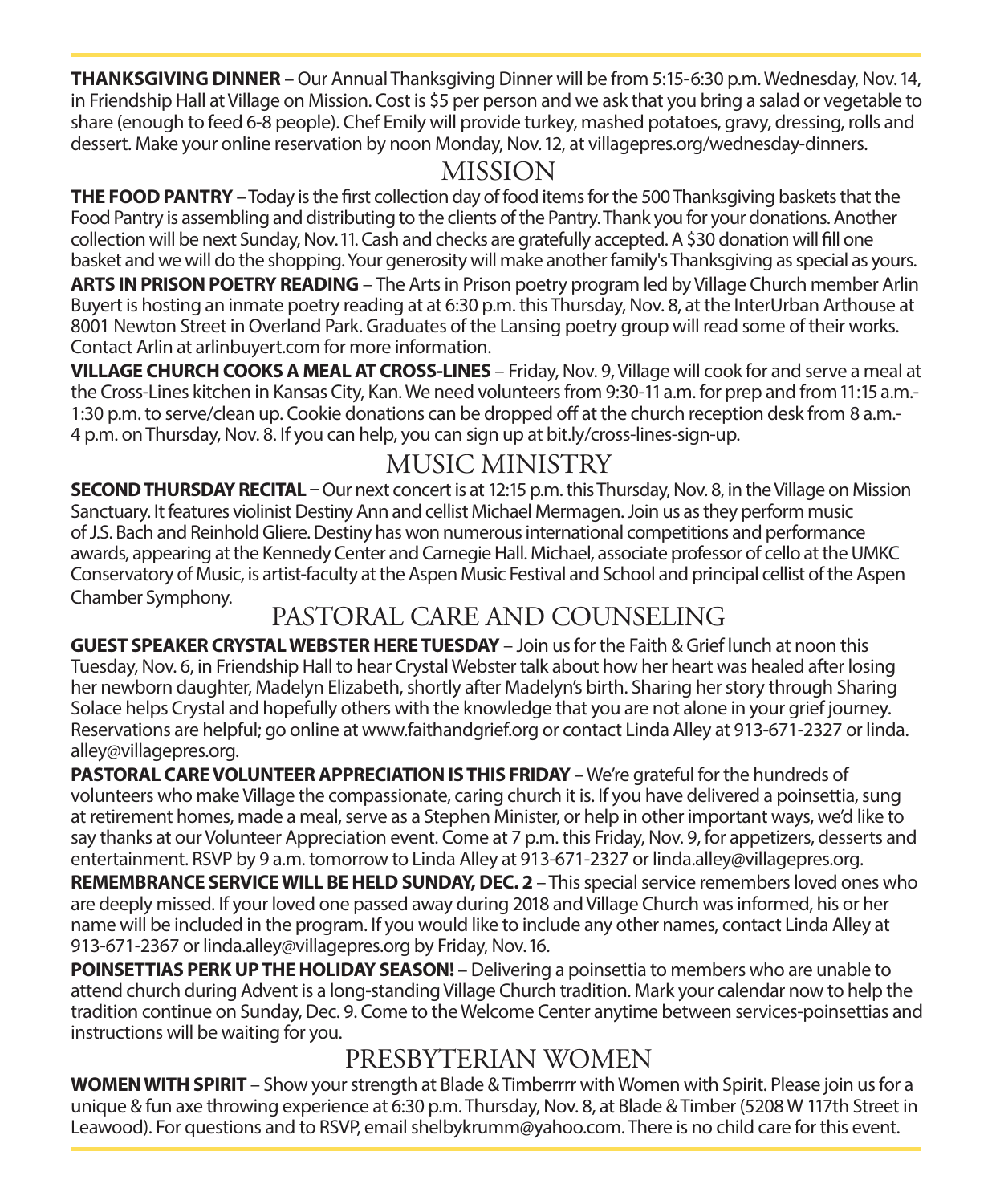**THANKSGIVING DINNER** – Our Annual Thanksgiving Dinner will be from 5:15-6:30 p.m. Wednesday, Nov. 14, in Friendship Hall at Village on Mission. Cost is $5 per person and we ask that you bring a salad or vegetable to share (enough to feed 6-8 people). Chef Emily will provide turkey, mashed potatoes, gravy, dressing, rolls and dessert. Make your online reservation by noon Monday, Nov. 12, at villagepres.org/wednesday-dinners.

## MISSION

**THE FOOD PANTRY** – Today is the first collection day of food items for the 500 Thanksgiving baskets that the Food Pantry is assembling and distributing to the clients of the Pantry. Thank you for your donations. Another collection will be next Sunday, Nov. 11. Cash and checks are gratefully accepted. A $30 donation will fill one basket and we will do the shopping. Your generosity will make another family's Thanksgiving as special as yours.

**ARTS IN PRISON POETRY READING** – The Arts in Prison poetry program led by Village Church member Arlin Buyert is hosting an inmate poetry reading at at 6:30 p.m. this Thursday, Nov. 8, at the InterUrban Arthouse at 8001 Newton Street in Overland Park. Graduates of the Lansing poetry group will read some of their works. Contact Arlin at arlinbuyert.com for more information.

**VILLAGE CHURCH COOKS A MEAL AT CROSS-LINES** – Friday, Nov. 9, Village will cook for and serve a meal at the Cross-Lines kitchen in Kansas City, Kan. We need volunteers from 9:30-11 a.m. for prep and from 11:15 a.m.-1:30 p.m. to serve/clean up. Cookie donations can be dropped off at the church reception desk from 8 a.m.-4 p.m. on Thursday, Nov. 8. If you can help, you can sign up at bit.ly/cross-lines-sign-up.

## MUSIC MINISTRY

**SECOND THURSDAY RECITAL** – Our next concert is at 12:15 p.m. this Thursday, Nov. 8, in the Village on Mission Sanctuary. It features violinist Destiny Ann and cellist Michael Mermagen. Join us as they perform music of J.S. Bach and Reinhold Gliere. Destiny has won numerous international competitions and performance awards, appearing at the Kennedy Center and Carnegie Hall. Michael, associate professor of cello at the UMKC Conservatory of Music, is artist-faculty at the Aspen Music Festival and School and principal cellist of the Aspen Chamber Symphony.

## PASTORAL CARE AND COUNSELING

**GUEST SPEAKER CRYSTAL WEBSTER HERE TUESDAY** – Join us for the Faith & Grief lunch at noon this Tuesday, Nov. 6, in Friendship Hall to hear Crystal Webster talk about how her heart was healed after losing her newborn daughter, Madelyn Elizabeth, shortly after Madelyn's birth. Sharing her story through Sharing Solace helps Crystal and hopefully others with the knowledge that you are not alone in your grief journey. Reservations are helpful; go online at www.faithandgrief.org or contact Linda Alley at 913-671-2327 or linda.alley@villagepres.org.

**PASTORAL CARE VOLUNTEER APPRECIATION IS THIS FRIDAY** – We're grateful for the hundreds of volunteers who make Village the compassionate, caring church it is. If you have delivered a poinsettia, sung at retirement homes, made a meal, serve as a Stephen Minister, or help in other important ways, we'd like to say thanks at our Volunteer Appreciation event. Come at 7 p.m. this Friday, Nov. 9, for appetizers, desserts and entertainment. RSVP by 9 a.m. tomorrow to Linda Alley at 913-671-2327 or linda.alley@villagepres.org.

**REMEMBRANCE SERVICE WILL BE HELD SUNDAY, DEC. 2** – This special service remembers loved ones who are deeply missed. If your loved one passed away during 2018 and Village Church was informed, his or her name will be included in the program. If you would like to include any other names, contact Linda Alley at 913-671-2367 or linda.alley@villagepres.org by Friday, Nov. 16.

**POINSETTIAS PERK UP THE HOLIDAY SEASON!** – Delivering a poinsettia to members who are unable to attend church during Advent is a long-standing Village Church tradition. Mark your calendar now to help the tradition continue on Sunday, Dec. 9. Come to the Welcome Center anytime between services-poinsettias and instructions will be waiting for you.

## PRESBYTERIAN WOMEN

**WOMEN WITH SPIRIT** – Show your strength at Blade & Timberrrr with Women with Spirit. Please join us for a unique & fun axe throwing experience at 6:30 p.m. Thursday, Nov. 8, at Blade & Timber (5208 W 117th Street in Leawood). For questions and to RSVP, email shelbykrumm@yahoo.com. There is no child care for this event.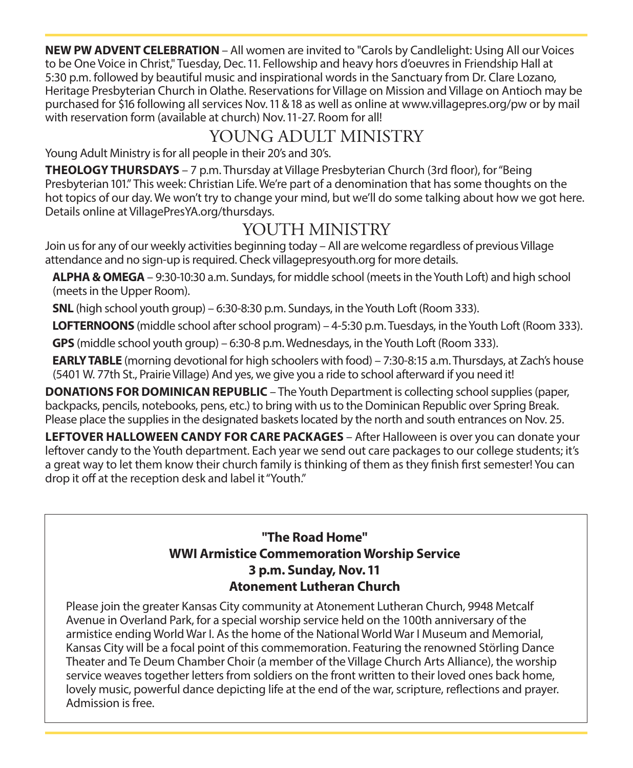**NEW PW ADVENT CELEBRATION** – All women are invited to "Carols by Candlelight: Using All our Voices to be One Voice in Christ," Tuesday, Dec. 11. Fellowship and heavy hors d'oeuvres in Friendship Hall at 5:30 p.m. followed by beautiful music and inspirational words in the Sanctuary from Dr. Clare Lozano, Heritage Presbyterian Church in Olathe. Reservations for Village on Mission and Village on Antioch may be purchased for $16 following all services Nov. 11 & 18 as well as online at www.villagepres.org/pw or by mail with reservation form (available at church) Nov. 11-27. Room for all!

## YOUNG ADULT MINISTRY

Young Adult Ministry is for all people in their 20's and 30's.

**THEOLOGY THURSDAYS** – 7 p.m. Thursday at Village Presbyterian Church (3rd floor), for "Being Presbyterian 101." This week: Christian Life. We're part of a denomination that has some thoughts on the hot topics of our day. We won't try to change your mind, but we'll do some talking about how we got here. Details online at VillagePresYA.org/thursdays.

## YOUTH MINISTRY

Join us for any of our weekly activities beginning today – All are welcome regardless of previous Village attendance and no sign-up is required. Check villagepresyouth.org for more details.

**ALPHA & OMEGA** – 9:30-10:30 a.m. Sundays, for middle school (meets in the Youth Loft) and high school (meets in the Upper Room).

**SNL** (high school youth group) – 6:30-8:30 p.m. Sundays, in the Youth Loft (Room 333).

**LOFTERNOONS** (middle school after school program) – 4-5:30 p.m. Tuesdays, in the Youth Loft (Room 333).

**GPS** (middle school youth group) – 6:30-8 p.m. Wednesdays, in the Youth Loft (Room 333).

**EARLY TABLE** (morning devotional for high schoolers with food) – 7:30-8:15 a.m. Thursdays, at Zach's house (5401 W. 77th St., Prairie Village) And yes, we give you a ride to school afterward if you need it!

**DONATIONS FOR DOMINICAN REPUBLIC** – The Youth Department is collecting school supplies (paper, backpacks, pencils, notebooks, pens, etc.) to bring with us to the Dominican Republic over Spring Break. Please place the supplies in the designated baskets located by the north and south entrances on Nov. 25.

**LEFTOVER HALLOWEEN CANDY FOR CARE PACKAGES** – After Halloween is over you can donate your leftover candy to the Youth department. Each year we send out care packages to our college students; it's a great way to let them know their church family is thinking of them as they finish first semester! You can drop it off at the reception desk and label it "Youth."

**"The Road Home"**
**WWI Armistice Commemoration Worship Service**
**3 p.m. Sunday, Nov. 11**
**Atonement Lutheran Church**

Please join the greater Kansas City community at Atonement Lutheran Church, 9948 Metcalf Avenue in Overland Park, for a special worship service held on the 100th anniversary of the armistice ending World War I. As the home of the National World War I Museum and Memorial, Kansas City will be a focal point of this commemoration. Featuring the renowned Störling Dance Theater and Te Deum Chamber Choir (a member of the Village Church Arts Alliance), the worship service weaves together letters from soldiers on the front written to their loved ones back home, lovely music, powerful dance depicting life at the end of the war, scripture, reflections and prayer. Admission is free.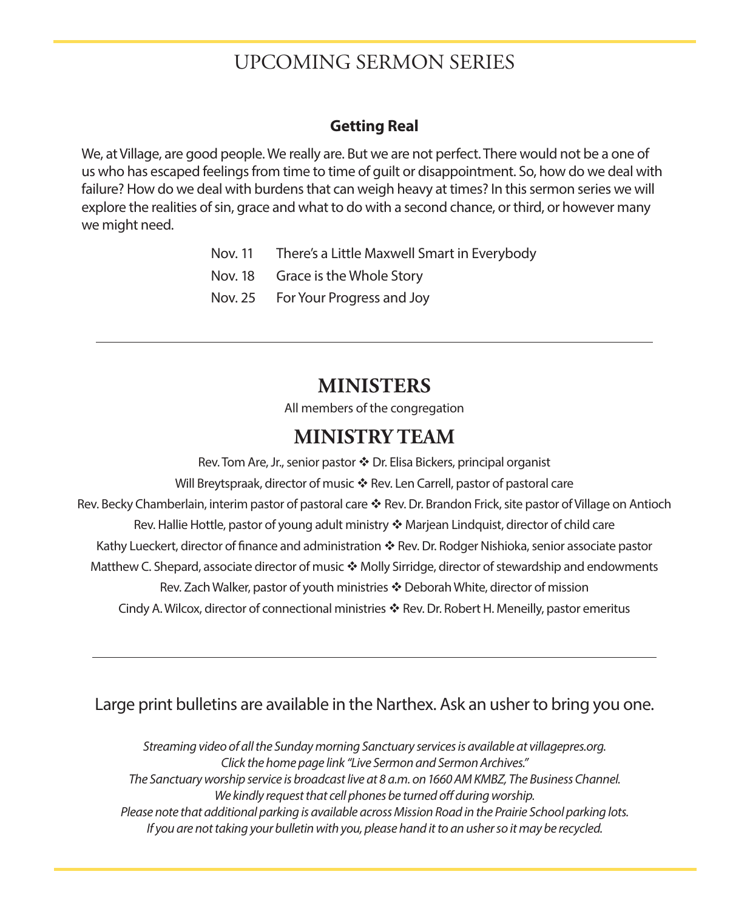## UPCOMING SERMON SERIES

### Getting Real

We, at Village, are good people. We really are. But we are not perfect. There would not be a one of us who has escaped feelings from time to time of guilt or disappointment. So, how do we deal with failure? How do we deal with burdens that can weigh heavy at times? In this sermon series we will explore the realities of sin, grace and what to do with a second chance, or third, or however many we might need.

| | |
|---|---|
| Nov. 11 | There's a Little Maxwell Smart in Everybody |
| Nov. 18 | Grace is the Whole Story |
| Nov. 25 | For Your Progress and Joy |

---

## MINISTERS

All members of the congregation

## MINISTRY TEAM

Rev. Tom Are, Jr., senior pastor ❖ Dr. Elisa Bickers, principal organist
Will Breytspraak, director of music ❖ Rev. Len Carrell, pastor of pastoral care
Rev. Becky Chamberlain, interim pastor of pastoral care ❖ Rev. Dr. Brandon Frick, site pastor of Village on Antioch
Rev. Hallie Hottle, pastor of young adult ministry ❖ Marjean Lindquist, director of child care
Kathy Lueckert, director of finance and administration ❖ Rev. Dr. Rodger Nishioka, senior associate pastor
Matthew C. Shepard, associate director of music ❖ Molly Sirridge, director of stewardship and endowments
Rev. Zach Walker, pastor of youth ministries ❖ Deborah White, director of mission
Cindy A. Wilcox, director of connectional ministries ❖ Rev. Dr. Robert H. Meneilly, pastor emeritus

---

Large print bulletins are available in the Narthex. Ask an usher to bring you one.

*Streaming video of all the Sunday morning Sanctuary services is available at villagepres.org.*
*Click the home page link "Live Sermon and Sermon Archives."*
*The Sanctuary worship service is broadcast live at 8 a.m. on 1660 AM KMBZ, The Business Channel.*
*We kindly request that cell phones be turned off during worship.*
*Please note that additional parking is available across Mission Road in the Prairie School parking lots.*
*If you are not taking your bulletin with you, please hand it to an usher so it may be recycled.*